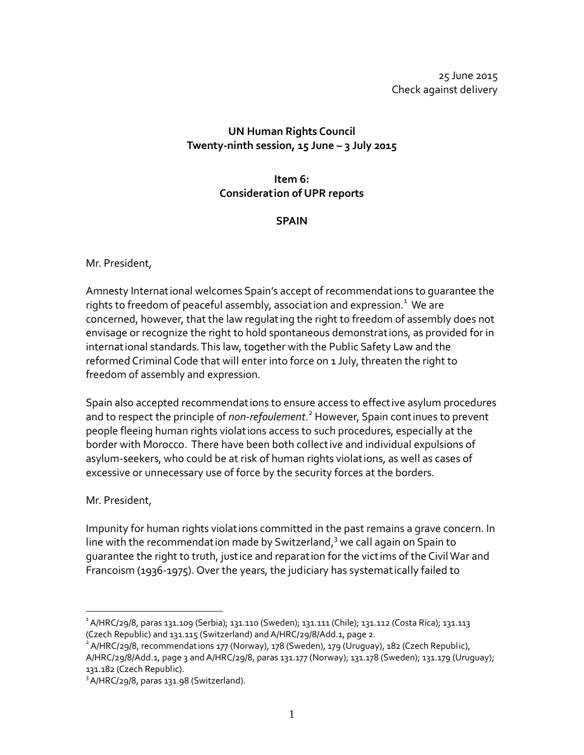25 June 2015
Check against delivery

**UN Human Rights Council**
**Twenty-ninth session, 15 June – 3 July 2015**

**Item 6:**
**Consideration of UPR reports**

**SPAIN**

Mr. President,

Amnesty International welcomes Spain's accept of recommendations to guarantee the rights to freedom of peaceful assembly, association and expression.[1] We are concerned, however, that the law regulating the right to freedom of assembly does not envisage or recognize the right to hold spontaneous demonstrations, as provided for in international standards. This law, together with the Public Safety Law and the reformed Criminal Code that will enter into force on 1 July, threaten the right to freedom of assembly and expression.

Spain also accepted recommendations to ensure access to effective asylum procedures and to respect the principle of *non-refoulement*.[2] However, Spain continues to prevent people fleeing human rights violations access to such procedures, especially at the border with Morocco. There have been both collective and individual expulsions of asylum-seekers, who could be at risk of human rights violations, as well as cases of excessive or unnecessary use of force by the security forces at the borders.

Mr. President,

Impunity for human rights violations committed in the past remains a grave concern. In line with the recommendation made by Switzerland,[3] we call again on Spain to guarantee the right to truth, justice and reparation for the victims of the Civil War and Francoism (1936-1975). Over the years, the judiciary has systematically failed to

---

[1] A/HRC/29/8, paras 131.109 (Serbia); 131.110 (Sweden); 131.111 (Chile); 131.112 (Costa Rica); 131.113 (Czech Republic) and 131.115 (Switzerland) and A/HRC/29/8/Add.1, page 2.

[2] A/HRC/29/8, recommendations 177 (Norway), 178 (Sweden), 179 (Uruguay), 182 (Czech Republic), A/HRC/29/8/Add.1, page 3 and A/HRC/29/8, paras 131.177 (Norway); 131.178 (Sweden); 131.179 (Uruguay); 131.182 (Czech Republic).

[3] A/HRC/29/8, paras 131.98 (Switzerland).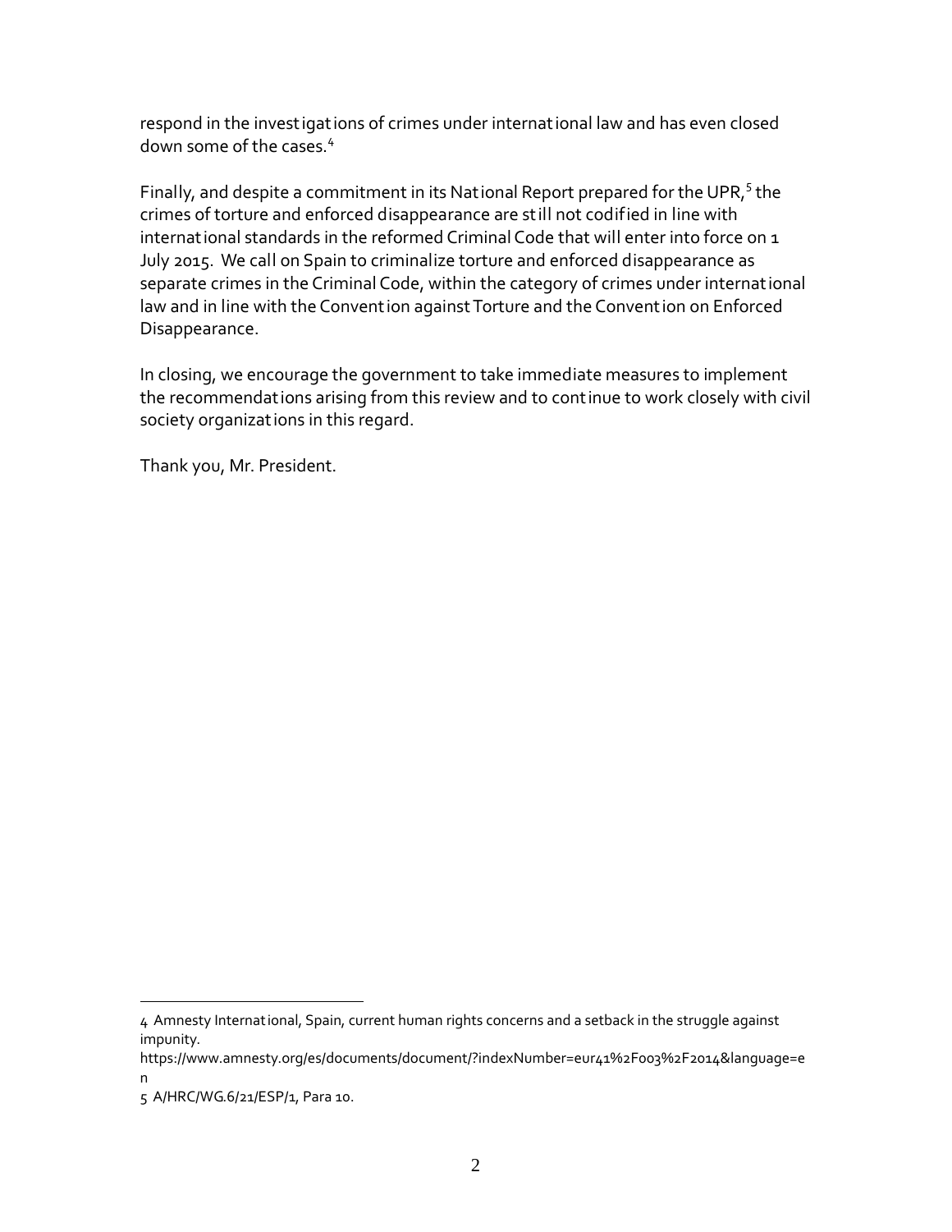respond in the investigations of crimes under international law and has even closed down some of the cases.[4]

Finally, and despite a commitment in its National Report prepared for the UPR,[5] the crimes of torture and enforced disappearance are still not codified in line with international standards in the reformed Criminal Code that will enter into force on 1 July 2015. We call on Spain to criminalize torture and enforced disappearance as separate crimes in the Criminal Code, within the category of crimes under international law and in line with the Convention against Torture and the Convention on Enforced Disappearance.

In closing, we encourage the government to take immediate measures to implement the recommendations arising from this review and to continue to work closely with civil society organizations in this regard.

Thank you, Mr. President.

---

4 Amnesty International, Spain, current human rights concerns and a setback in the struggle against impunity.
https://www.amnesty.org/es/documents/document/?indexNumber=eur41%2F003%2F2014&language=en

5 A/HRC/WG.6/21/ESP/1, Para 10.